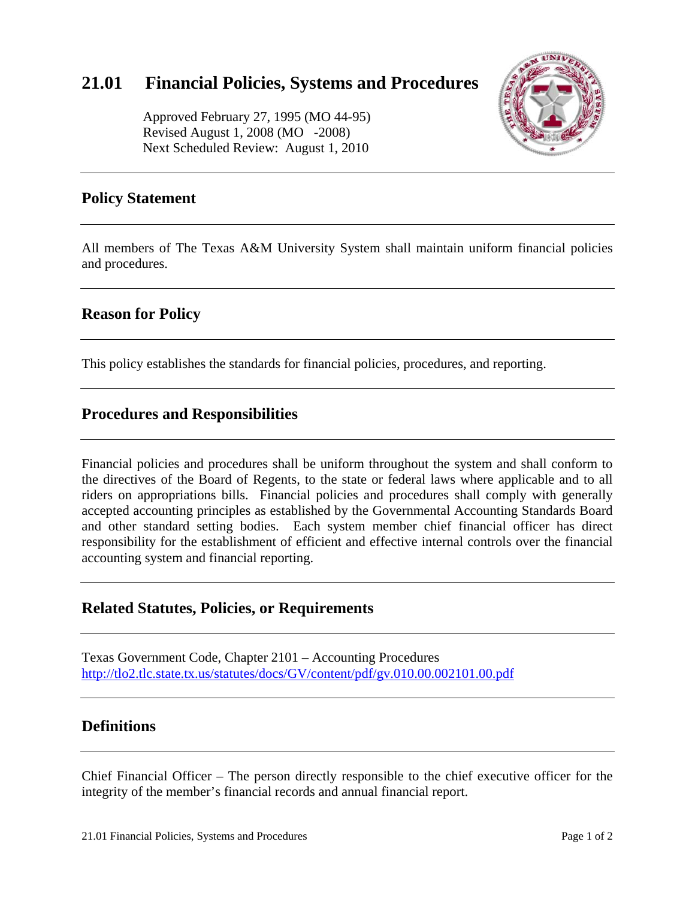# 21.01 Financial Policies, Systems and Procedures

Approved February 27, 1995 (MO 44-95)
Revised August 1, 2008 (MO -2008)
Next Scheduled Review: August 1, 2010

---

## Policy Statement

---

All members of The Texas A&M University System shall maintain uniform financial policies and procedures.

---

## Reason for Policy

---

This policy establishes the standards for financial policies, procedures, and reporting.

---

## Procedures and Responsibilities

---

Financial policies and procedures shall be uniform throughout the system and shall conform to the directives of the Board of Regents, to the state or federal laws where applicable and to all riders on appropriations bills. Financial policies and procedures shall comply with generally accepted accounting principles as established by the Governmental Accounting Standards Board and other standard setting bodies. Each system member chief financial officer has direct responsibility for the establishment of efficient and effective internal controls over the financial accounting system and financial reporting.

---

## Related Statutes, Policies, or Requirements

---

Texas Government Code, Chapter 2101 – Accounting Procedures
http://tlo2.tlc.state.tx.us/statutes/docs/GV/content/pdf/gv.010.00.002101.00.pdf

---

## Definitions

---

Chief Financial Officer – The person directly responsible to the chief executive officer for the integrity of the member's financial records and annual financial report.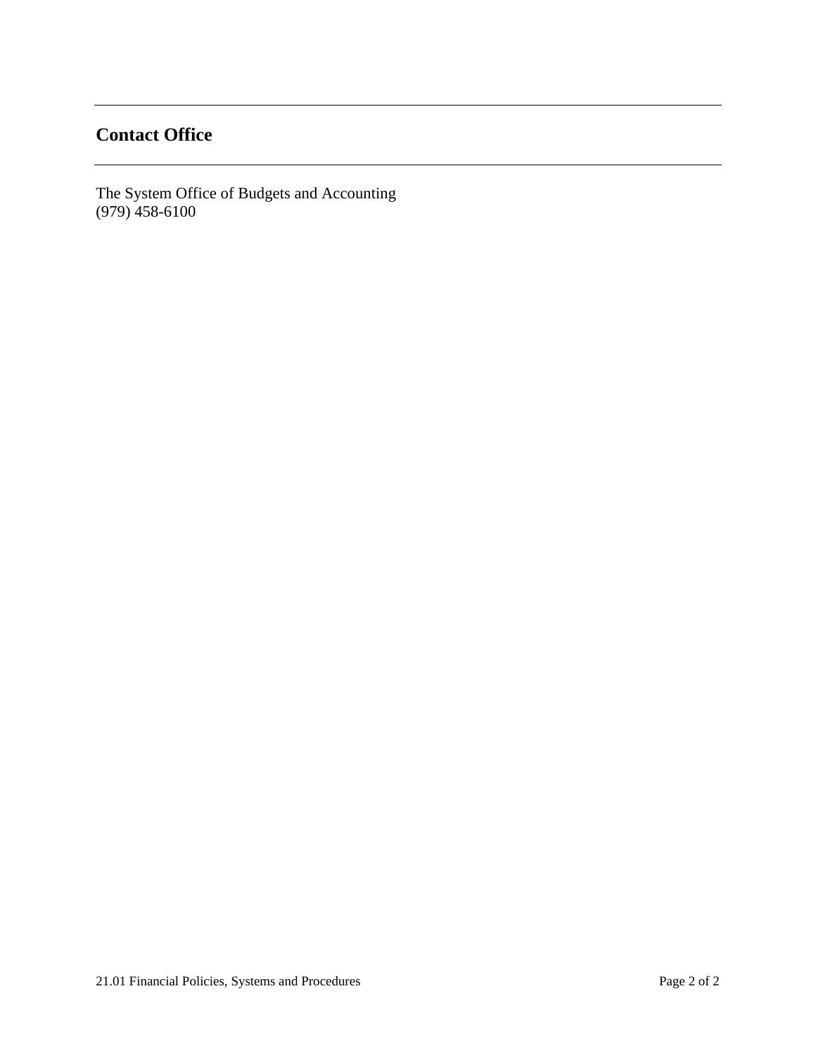## Contact Office

The System Office of Budgets and Accounting
(979) 458-6100